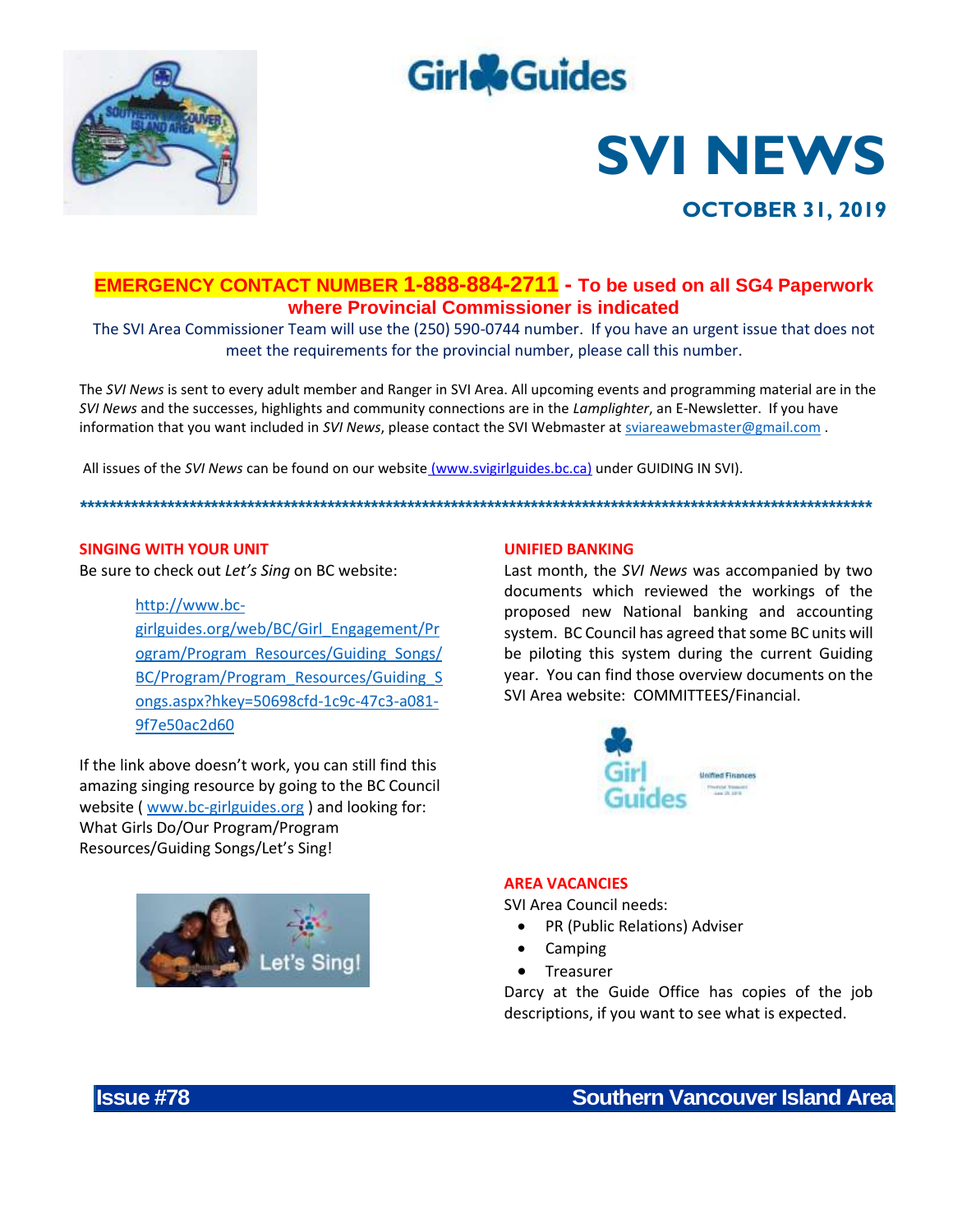# SVI NEWS

## OCTOBER 31, 2019

**EMERGENCY CONTACT NUMBER 1-888-884-2711 - To be used on all SG4 Paperwork where Provincial Commissioner is indicated**

The SVI Area Commissioner Team will use the (250) 590-0744 number. If you have an urgent issue that does not meet the requirements for the provincial number, please call this number.

The *SVI News* is sent to every adult member and Ranger in SVI Area. All upcoming events and programming material are in the *SVI News* and the successes, highlights and community connections are in the *Lamplighter*, an E-Newsletter. If you have information that you want included in *SVI News*, please contact the SVI Webmaster at sviareawebmaster@gmail.com .

All issues of the *SVI News* can be found on our website (www.svigirlguides.bc.ca) under GUIDING IN SVI).

\*\*\*\*\*\*\*\*\*\*\*\*\*\*\*\*\*\*\*\*\*\*\*\*\*\*\*\*\*\*\*\*\*\*\*\*\*\*\*\*\*\*\*\*\*\*\*\*\*\*\*\*\*\*\*\*\*\*\*\*\*\*\*\*\*\*\*\*\*\*\*\*\*\*\*\*\*\*\*\*\*\*\*\*\*\*\*\*\*\*\*\*\*\*\*\*\*\*\*\*\*\*\*

### SINGING WITH YOUR UNIT

Be sure to check out *Let's Sing* on BC website:

http://www.bc-girlguides.org/web/BC/Girl_Engagement/Program/Program_Resources/Guiding_Songs/BC/Program/Program_Resources/Guiding_Songs.aspx?hkey=50698cfd-1c9c-47c3-a081-9f7e50ac2d60

If the link above doesn't work, you can still find this amazing singing resource by going to the BC Council website ( www.bc-girlguides.org ) and looking for: What Girls Do/Our Program/Program Resources/Guiding Songs/Let's Sing!

### UNIFIED BANKING

Last month, the *SVI News* was accompanied by two documents which reviewed the workings of the proposed new National banking and accounting system. BC Council has agreed that some BC units will be piloting this system during the current Guiding year. You can find those overview documents on the SVI Area website: COMMITTEES/Financial.

### AREA VACANCIES

SVI Area Council needs:

- PR (Public Relations) Adviser
- Camping
- Treasurer

Darcy at the Guide Office has copies of the job descriptions, if you want to see what is expected.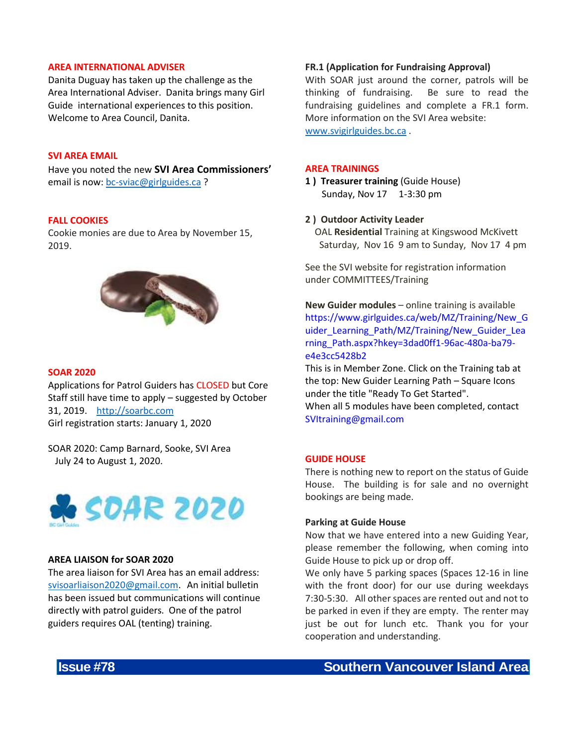## AREA INTERNATIONAL ADVISER

Danita Duguay has taken up the challenge as the Area International Adviser. Danita brings many Girl Guide international experiences to this position. Welcome to Area Council, Danita.

## SVI AREA EMAIL

Have you noted the new **SVI Area Commissioners'** email is now: bc-sviac@girlguides.ca ?

## FALL COOKIES

Cookie monies are due to Area by November 15, 2019.

## SOAR 2020

Applications for Patrol Guiders has CLOSED but Core Staff still have time to apply – suggested by October 31, 2019. http://soarbc.com
Girl registration starts: January 1, 2020

SOAR 2020: Camp Barnard, Sooke, SVI Area
July 24 to August 1, 2020.

### AREA LIAISON for SOAR 2020

The area liaison for SVI Area has an email address: svisoarliaison2020@gmail.com. An initial bulletin has been issued but communications will continue directly with patrol guiders. One of the patrol guiders requires OAL (tenting) training.

### FR.1 (Application for Fundraising Approval)

With SOAR just around the corner, patrols will be thinking of fundraising. Be sure to read the fundraising guidelines and complete a FR.1 form. More information on the SVI Area website: www.svigirlguides.bc.ca .

## AREA TRAININGS

1) **Treasurer training** (Guide House)
Sunday, Nov 17 1-3:30 pm

2) **Outdoor Activity Leader**
OAL **Residential** Training at Kingswood McKivett
Saturday, Nov 16 9 am to Sunday, Nov 17 4 pm

See the SVI website for registration information under COMMITTEES/Training

**New Guider modules** – online training is available
https://www.girlguides.ca/web/MZ/Training/New_Guider_Learning_Path/MZ/Training/New_Guider_Learning_Path.aspx?hkey=3dad0ff1-96ac-480a-ba79-e4e3cc5428b2
This is in Member Zone. Click on the Training tab at the top: New Guider Learning Path – Square Icons under the title "Ready To Get Started".
When all 5 modules have been completed, contact SVItraining@gmail.com

## GUIDE HOUSE

There is nothing new to report on the status of Guide House. The building is for sale and no overnight bookings are being made.

### Parking at Guide House

Now that we have entered into a new Guiding Year, please remember the following, when coming into Guide House to pick up or drop off.
We only have 5 parking spaces (Spaces 12-16 in line with the front door) for our use during weekdays 7:30-5:30. All other spaces are rented out and not to be parked in even if they are empty. The renter may just be out for lunch etc. Thank you for your cooperation and understanding.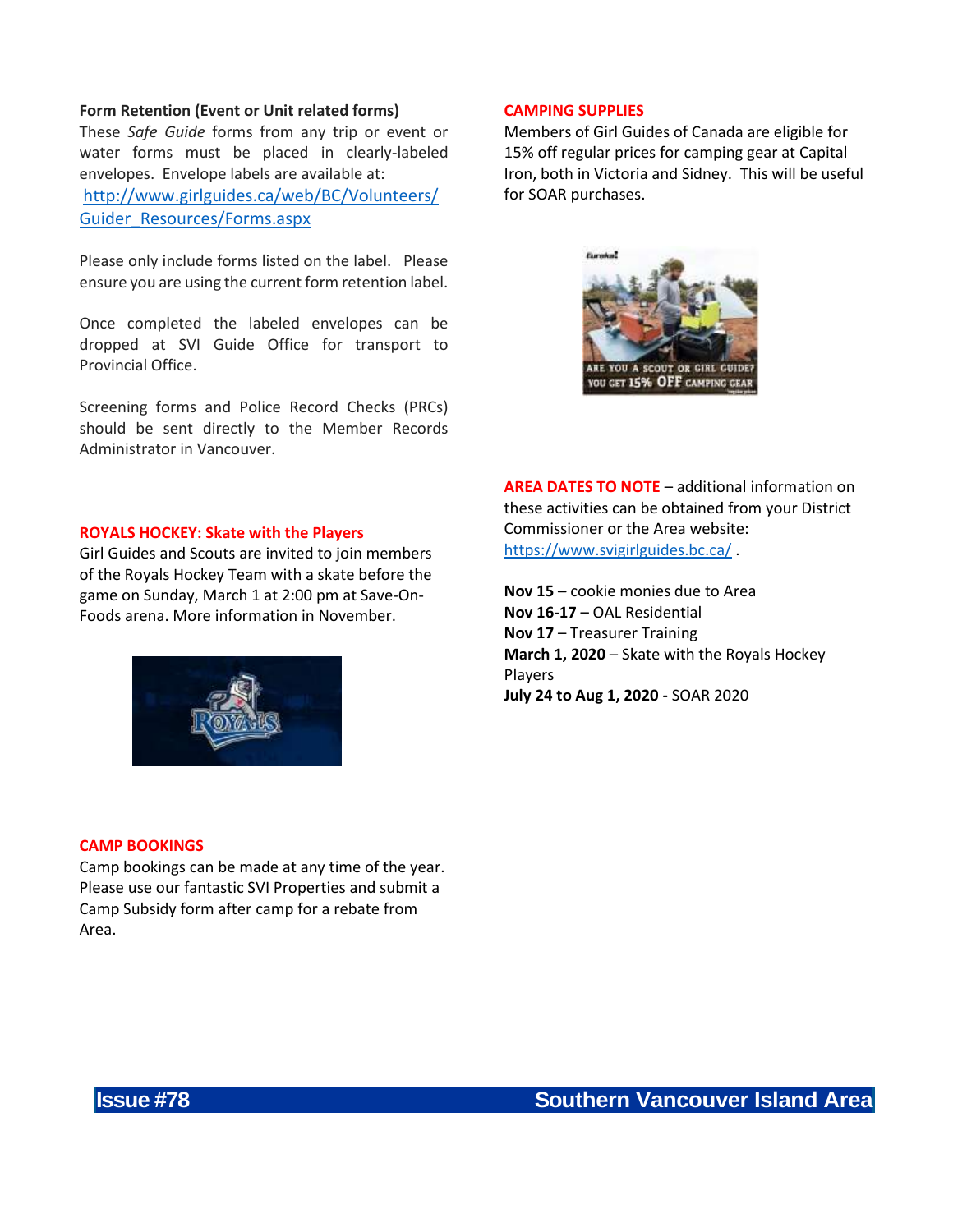**Form Retention (Event or Unit related forms)**

These *Safe Guide* forms from any trip or event or water forms must be placed in clearly-labeled envelopes. Envelope labels are available at:
http://www.girlguides.ca/web/BC/Volunteers/Guider_Resources/Forms.aspx

Please only include forms listed on the label. Please ensure you are using the current form retention label.

Once completed the labeled envelopes can be dropped at SVI Guide Office for transport to Provincial Office.

Screening forms and Police Record Checks (PRCs) should be sent directly to the Member Records Administrator in Vancouver.

## ROYALS HOCKEY: Skate with the Players

Girl Guides and Scouts are invited to join members of the Royals Hockey Team with a skate before the game on Sunday, March 1 at 2:00 pm at Save-On-Foods arena. More information in November.

## CAMP BOOKINGS

Camp bookings can be made at any time of the year. Please use our fantastic SVI Properties and submit a Camp Subsidy form after camp for a rebate from Area.

## CAMPING SUPPLIES

Members of Girl Guides of Canada are eligible for 15% off regular prices for camping gear at Capital Iron, both in Victoria and Sidney. This will be useful for SOAR purchases.

**AREA DATES TO NOTE** – additional information on these activities can be obtained from your District Commissioner or the Area website: https://www.svigirlguides.bc.ca/ .

**Nov 15 –** cookie monies due to Area
**Nov 16-17** – OAL Residential
**Nov 17** – Treasurer Training
**March 1, 2020** – Skate with the Royals Hockey Players
**July 24 to Aug 1, 2020 -** SOAR 2020